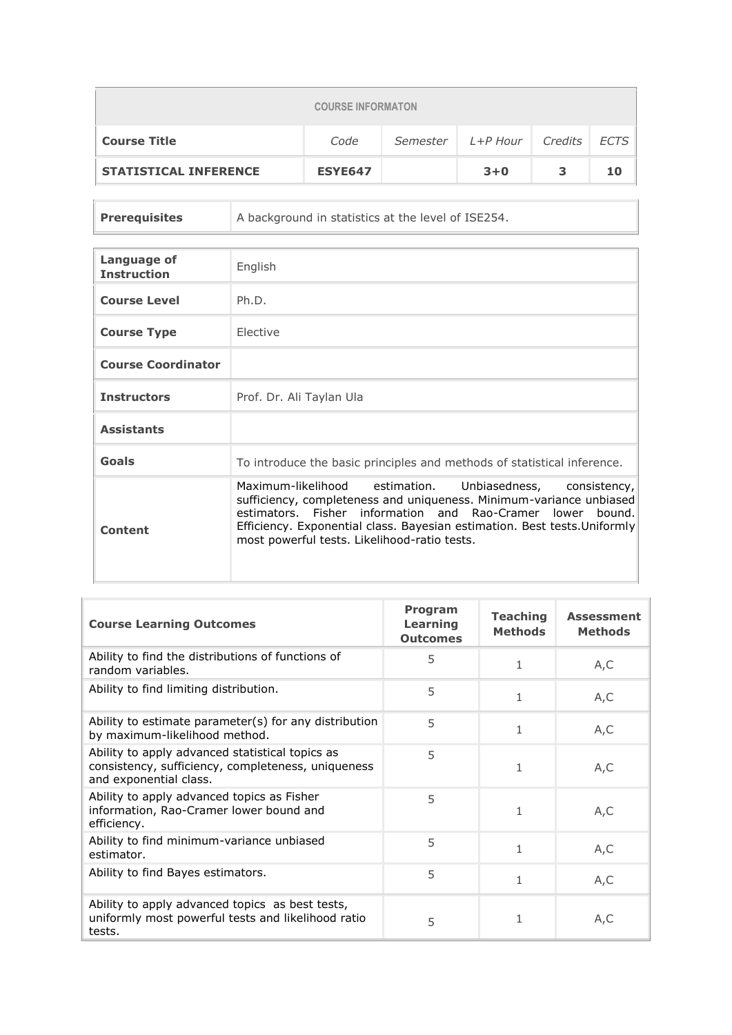| COURSE INFORMATON | | | | | |
|---|---|---|---|---|---|
| **Course Title** | *Code* | *Semester* | *L+P Hour* | *Credits* | *ECTS* |
| **STATISTICAL INFERENCE** | **ESYE647** | | **3+0** | **3** | **10** |

| | |
|---|---|
| **Prerequisites** | A background in statistics at the level of ISE254. |

| | |
|---|---|
| **Language of Instruction** | English |
| **Course Level** | Ph.D. |
| **Course Type** | Elective |
| **Course Coordinator** | |
| **Instructors** | Prof. Dr. Ali Taylan Ula |
| **Assistants** | |
| **Goals** | To introduce the basic principles and methods of statistical inference. |
| **Content** | Maximum-likelihood estimation. Unbiasedness, consistency, sufficiency, completeness and uniqueness. Minimum-variance unbiased estimators. Fisher information and Rao-Cramer lower bound. Efficiency. Exponential class. Bayesian estimation. Best tests.Uniformly most powerful tests. Likelihood-ratio tests. |

| Course Learning Outcomes | Program Learning Outcomes | Teaching Methods | Assessment Methods |
|---|---|---|---|
| Ability to find the distributions of functions of random variables. | 5 | 1 | A,C |
| Ability to find limiting distribution. | 5 | 1 | A,C |
| Ability to estimate parameter(s) for any distribution by maximum-likelihood method. | 5 | 1 | A,C |
| Ability to apply advanced statistical topics as consistency, sufficiency, completeness, uniqueness and exponential class. | 5 | 1 | A,C |
| Ability to apply advanced topics as Fisher information, Rao-Cramer lower bound and efficiency. | 5 | 1 | A,C |
| Ability to find minimum-variance unbiased estimator. | 5 | 1 | A,C |
| Ability to find Bayes estimators. | 5 | 1 | A,C |
| Ability to apply advanced topics as best tests, uniformly most powerful tests and likelihood ratio tests. | 5 | 1 | A,C |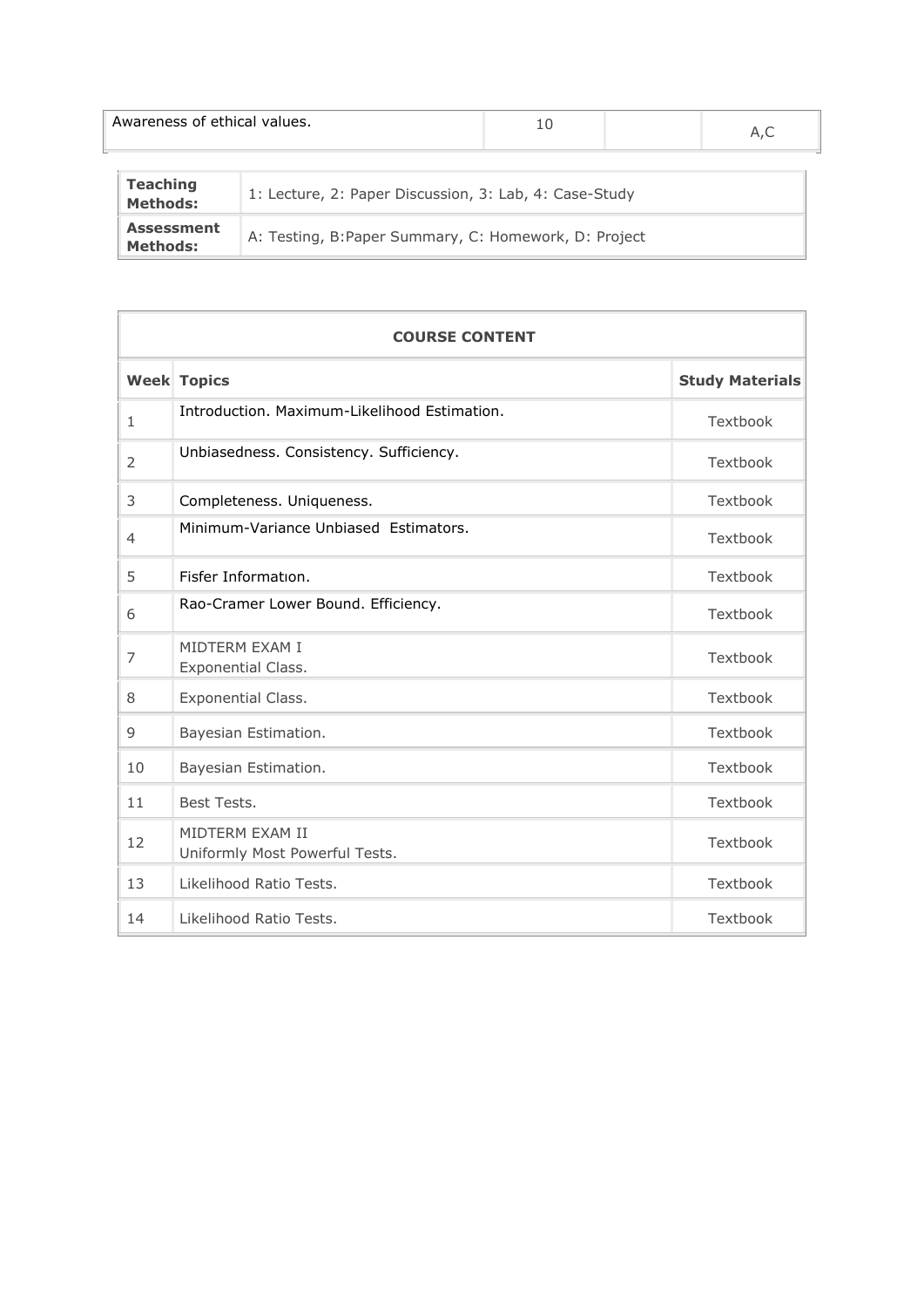| Awareness of ethical values. | 10 | | A,C |
| --- | --- | --- | --- |

| **Teaching Methods:** | 1: Lecture, 2: Paper Discussion, 3: Lab, 4: Case-Study |
| --- | --- |
| **Assessment Methods:** | A: Testing, B:Paper Summary, C: Homework, D: Project |

| **COURSE CONTENT** | | |
| --- | --- | --- |
| **Week** | **Topics** | **Study Materials** |
| 1 | Introduction. Maximum-Likelihood Estimation. | Textbook |
| 2 | Unbiasedness. Consistency. Sufficiency. | Textbook |
| 3 | Completeness. Uniqueness. | Textbook |
| 4 | Minimum-Variance Unbiased Estimators. | Textbook |
| 5 | Fisfer Informatıon. | Textbook |
| 6 | Rao-Cramer Lower Bound. Efficiency. | Textbook |
| 7 | MIDTERM EXAM I<br>Exponential Class. | Textbook |
| 8 | Exponential Class. | Textbook |
| 9 | Bayesian Estimation. | Textbook |
| 10 | Bayesian Estimation. | Textbook |
| 11 | Best Tests. | Textbook |
| 12 | MIDTERM EXAM II<br>Uniformly Most Powerful Tests. | Textbook |
| 13 | Likelihood Ratio Tests. | Textbook |
| 14 | Likelihood Ratio Tests. | Textbook |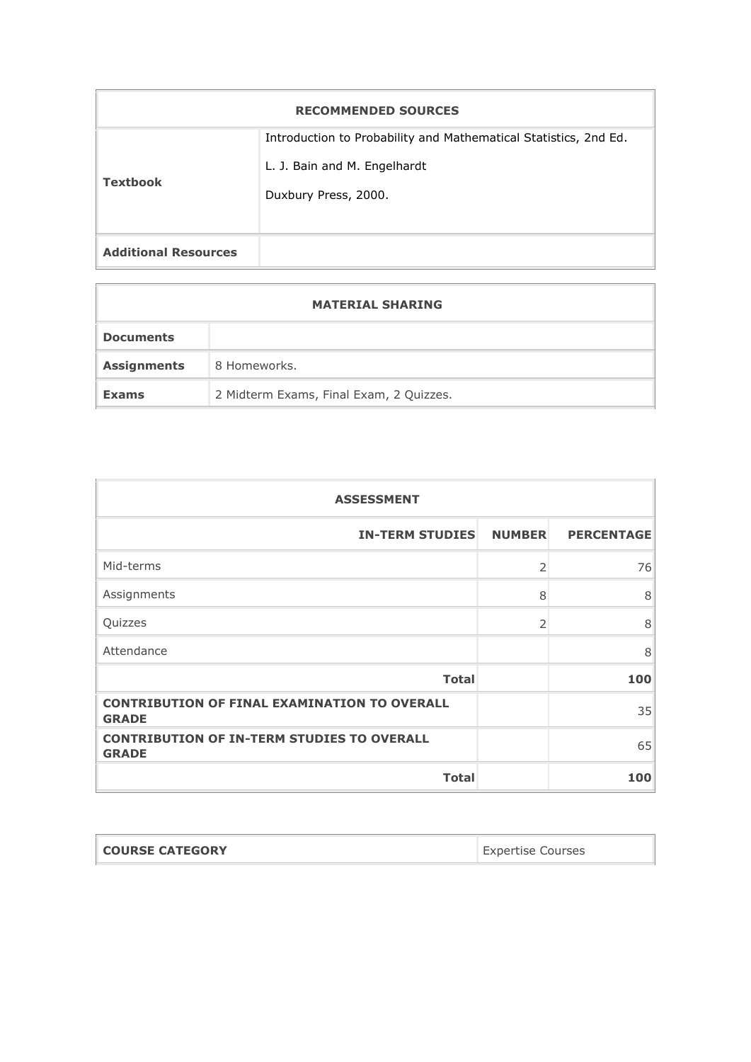| RECOMMENDED SOURCES | |
|---|---|
| **Textbook** | Introduction to Probability and Mathematical Statistics, 2nd Ed.<br><br>L. J. Bain and M. Engelhardt<br><br>Duxbury Press, 2000. |
| **Additional Resources** | |

| MATERIAL SHARING | |
|---|---|
| **Documents** | |
| **Assignments** | 8 Homeworks. |
| **Exams** | 2 Midterm Exams, Final Exam, 2 Quizzes. |

| ASSESSMENT | | |
|---|---|---|
| **IN-TERM STUDIES** | **NUMBER** | **PERCENTAGE** |
| Mid-terms | 2 | 76 |
| Assignments | 8 | 8 |
| Quizzes | 2 | 8 |
| Attendance | | 8 |
| **Total** | | **100** |
| **CONTRIBUTION OF FINAL EXAMINATION TO OVERALL GRADE** | | 35 |
| **CONTRIBUTION OF IN-TERM STUDIES TO OVERALL GRADE** | | 65 |
| **Total** | | **100** |

| COURSE CATEGORY | Expertise Courses |
|---|---|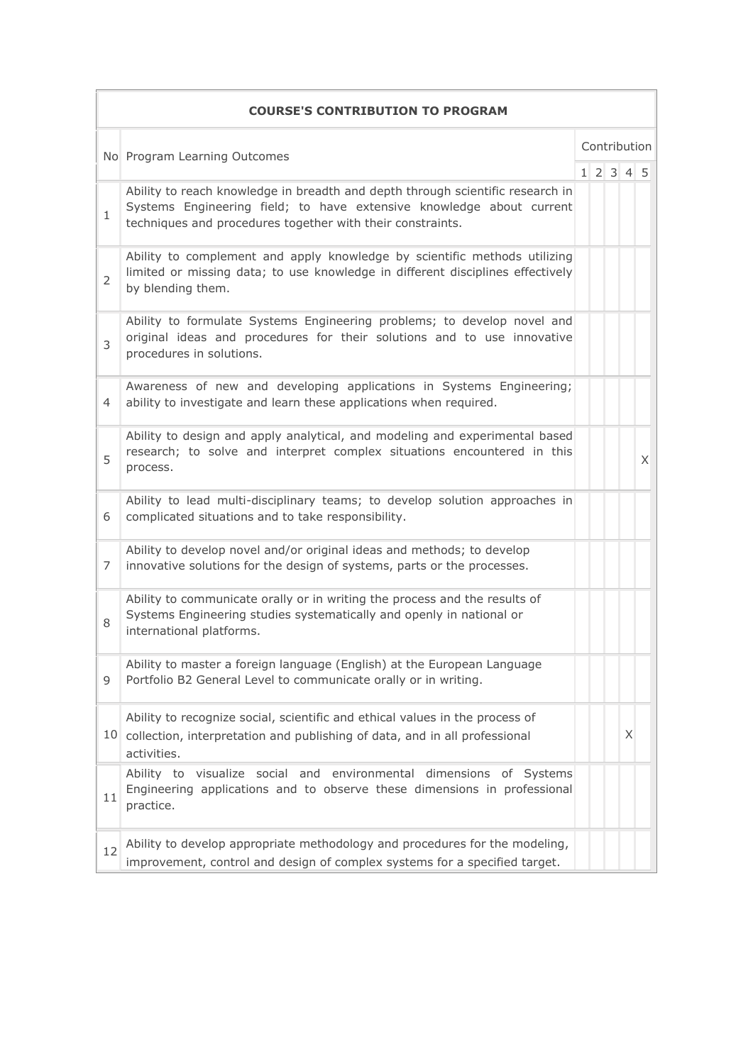| COURSE'S CONTRIBUTION TO PROGRAM | | | | | | |
|---|---|---|---|---|---|---|
| No | Program Learning Outcomes | Contribution | | | | |
| | | 1 | 2 | 3 | 4 | 5 |
| 1 | Ability to reach knowledge in breadth and depth through scientific research in Systems Engineering field; to have extensive knowledge about current techniques and procedures together with their constraints. | | | | | |
| 2 | Ability to complement and apply knowledge by scientific methods utilizing limited or missing data; to use knowledge in different disciplines effectively by blending them. | | | | | |
| 3 | Ability to formulate Systems Engineering problems; to develop novel and original ideas and procedures for their solutions and to use innovative procedures in solutions. | | | | | |
| 4 | Awareness of new and developing applications in Systems Engineering; ability to investigate and learn these applications when required. | | | | | |
| 5 | Ability to design and apply analytical, and modeling and experimental based research; to solve and interpret complex situations encountered in this process. | | | | | X |
| 6 | Ability to lead multi-disciplinary teams; to develop solution approaches in complicated situations and to take responsibility. | | | | | |
| 7 | Ability to develop novel and/or original ideas and methods; to develop innovative solutions for the design of systems, parts or the processes. | | | | | |
| 8 | Ability to communicate orally or in writing the process and the results of Systems Engineering studies systematically and openly in national or international platforms. | | | | | |
| 9 | Ability to master a foreign language (English) at the European Language Portfolio B2 General Level to communicate orally or in writing. | | | | | |
| 10 | Ability to recognize social, scientific and ethical values in the process of collection, interpretation and publishing of data, and in all professional activities. | | | | X | |
| 11 | Ability to visualize social and environmental dimensions of Systems Engineering applications and to observe these dimensions in professional practice. | | | | | |
| 12 | Ability to develop appropriate methodology and procedures for the modeling, improvement, control and design of complex systems for a specified target. | | | | | |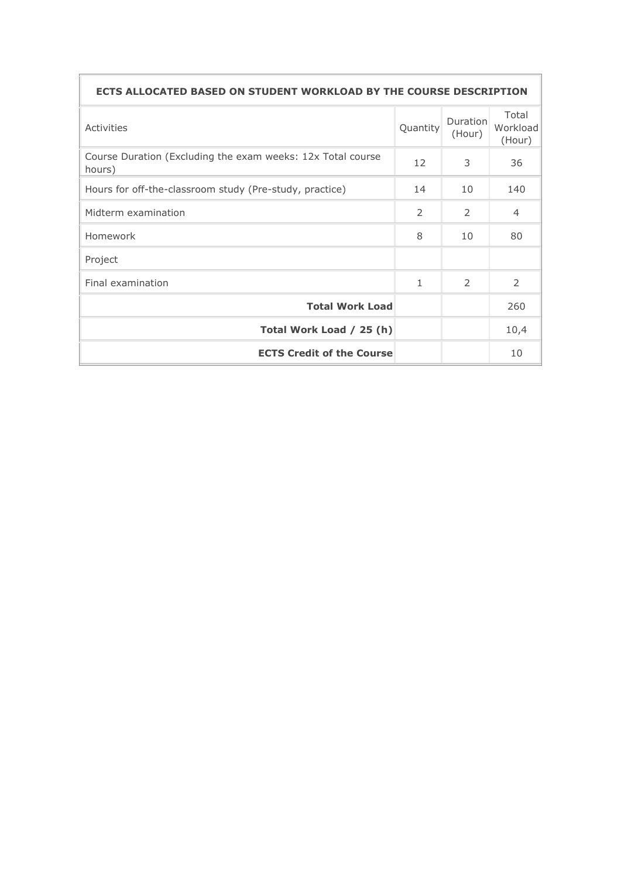| ECTS ALLOCATED BASED ON STUDENT WORKLOAD BY THE COURSE DESCRIPTION | | | |
|---|---|---|---|
| Activities | Quantity | Duration (Hour) | Total Workload (Hour) |
| Course Duration (Excluding the exam weeks: 12x Total course hours) | 12 | 3 | 36 |
| Hours for off-the-classroom study (Pre-study, practice) | 14 | 10 | 140 |
| Midterm examination | 2 | 2 | 4 |
| Homework | 8 | 10 | 80 |
| Project | | | |
| Final examination | 1 | 2 | 2 |
| **Total Work Load** | | | 260 |
| **Total Work Load / 25 (h)** | | | 10,4 |
| **ECTS Credit of the Course** | | | 10 |